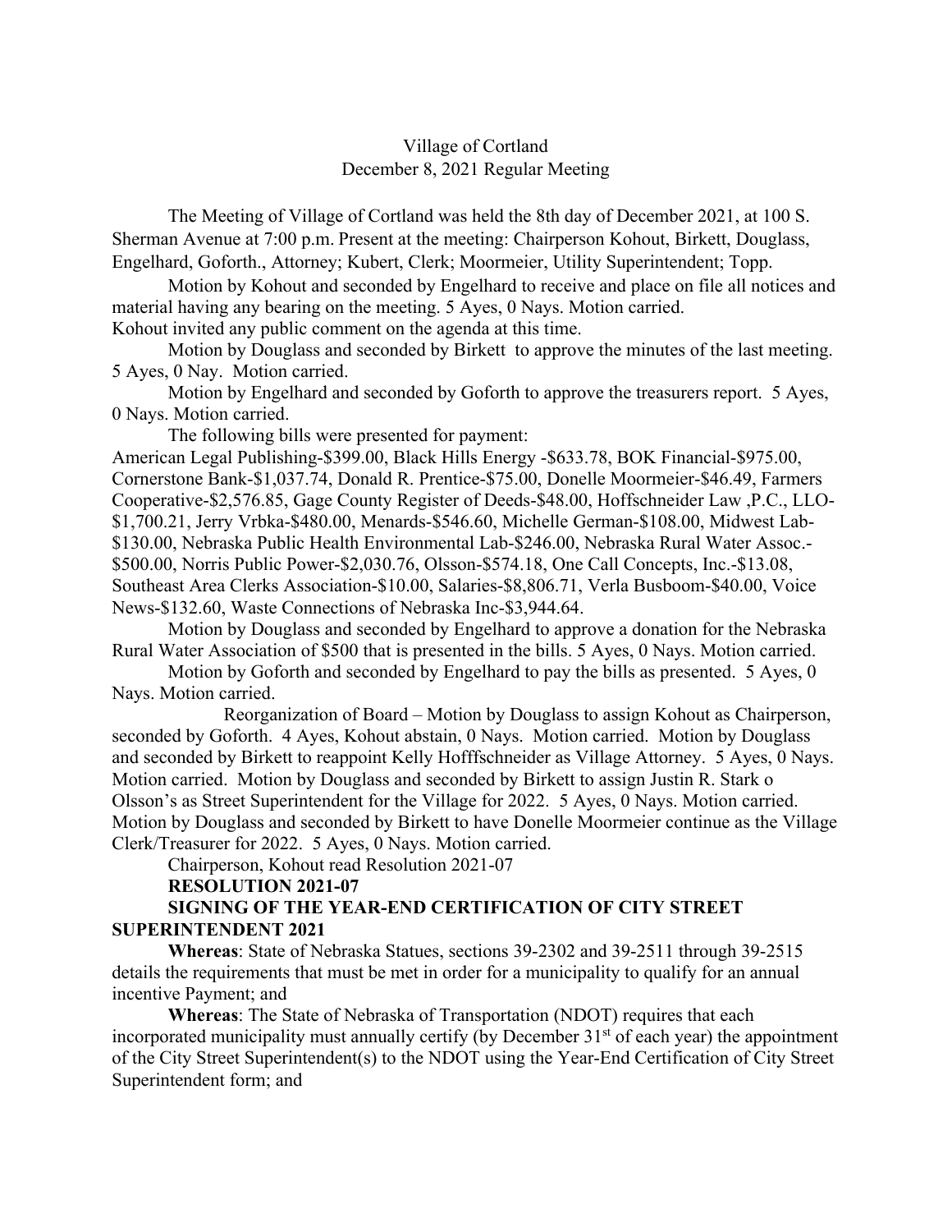Village of Cortland
December 8, 2021 Regular Meeting

The Meeting of Village of Cortland was held the 8th day of December 2021, at 100 S. Sherman Avenue at 7:00 p.m. Present at the meeting: Chairperson Kohout, Birkett, Douglass, Engelhard, Goforth., Attorney; Kubert, Clerk; Moormeier, Utility Superintendent; Topp.

Motion by Kohout and seconded by Engelhard to receive and place on file all notices and material having any bearing on the meeting. 5 Ayes, 0 Nays. Motion carried.
Kohout invited any public comment on the agenda at this time.

Motion by Douglass and seconded by Birkett to approve the minutes of the last meeting. 5 Ayes, 0 Nay. Motion carried.

Motion by Engelhard and seconded by Goforth to approve the treasurers report. 5 Ayes, 0 Nays. Motion carried.

The following bills were presented for payment:
American Legal Publishing-$399.00, Black Hills Energy -$633.78, BOK Financial-$975.00, Cornerstone Bank-$1,037.74, Donald R. Prentice-$75.00, Donelle Moormeier-$46.49, Farmers Cooperative-$2,576.85, Gage County Register of Deeds-$48.00, Hoffschneider Law ,P.C., LLO-$1,700.21, Jerry Vrbka-$480.00, Menards-$546.60, Michelle German-$108.00, Midwest Lab-$130.00, Nebraska Public Health Environmental Lab-$246.00, Nebraska Rural Water Assoc.-$500.00, Norris Public Power-$2,030.76, Olsson-$574.18, One Call Concepts, Inc.-$13.08, Southeast Area Clerks Association-$10.00, Salaries-$8,806.71, Verla Busboom-$40.00, Voice News-$132.60, Waste Connections of Nebraska Inc-$3,944.64.

Motion by Douglass and seconded by Engelhard to approve a donation for the Nebraska Rural Water Association of $500 that is presented in the bills. 5 Ayes, 0 Nays. Motion carried.

Motion by Goforth and seconded by Engelhard to pay the bills as presented. 5 Ayes, 0 Nays. Motion carried.

Reorganization of Board – Motion by Douglass to assign Kohout as Chairperson, seconded by Goforth. 4 Ayes, Kohout abstain, 0 Nays. Motion carried. Motion by Douglass and seconded by Birkett to reappoint Kelly Hofffschneider as Village Attorney. 5 Ayes, 0 Nays. Motion carried. Motion by Douglass and seconded by Birkett to assign Justin R. Stark o Olsson's as Street Superintendent for the Village for 2022. 5 Ayes, 0 Nays. Motion carried. Motion by Douglass and seconded by Birkett to have Donelle Moormeier continue as the Village Clerk/Treasurer for 2022. 5 Ayes, 0 Nays. Motion carried.

Chairperson, Kohout read Resolution 2021-07

**RESOLUTION 2021-07**

**SIGNING OF THE YEAR-END CERTIFICATION OF CITY STREET SUPERINTENDENT 2021**

**Whereas**: State of Nebraska Statues, sections 39-2302 and 39-2511 through 39-2515 details the requirements that must be met in order for a municipality to qualify for an annual incentive Payment; and

**Whereas**: The State of Nebraska of Transportation (NDOT) requires that each incorporated municipality must annually certify (by December 31st of each year) the appointment of the City Street Superintendent(s) to the NDOT using the Year-End Certification of City Street Superintendent form; and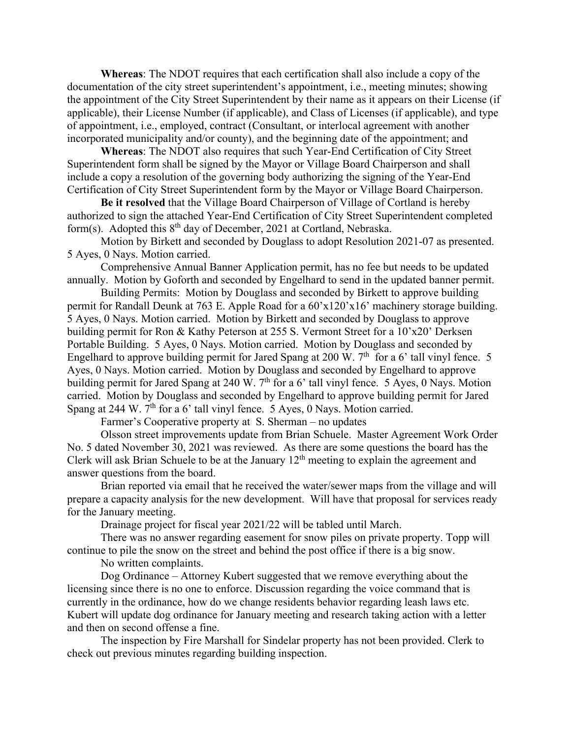**Whereas**: The NDOT requires that each certification shall also include a copy of the documentation of the city street superintendent's appointment, i.e., meeting minutes; showing the appointment of the City Street Superintendent by their name as it appears on their License (if applicable), their License Number (if applicable), and Class of Licenses (if applicable), and type of appointment, i.e., employed, contract (Consultant, or interlocal agreement with another incorporated municipality and/or county), and the beginning date of the appointment; and

**Whereas**: The NDOT also requires that such Year-End Certification of City Street Superintendent form shall be signed by the Mayor or Village Board Chairperson and shall include a copy a resolution of the governing body authorizing the signing of the Year-End Certification of City Street Superintendent form by the Mayor or Village Board Chairperson.

**Be it resolved** that the Village Board Chairperson of Village of Cortland is hereby authorized to sign the attached Year-End Certification of City Street Superintendent completed form(s). Adopted this 8th day of December, 2021 at Cortland, Nebraska.

Motion by Birkett and seconded by Douglass to adopt Resolution 2021-07 as presented. 5 Ayes, 0 Nays. Motion carried.

Comprehensive Annual Banner Application permit, has no fee but needs to be updated annually. Motion by Goforth and seconded by Engelhard to send in the updated banner permit.

Building Permits: Motion by Douglass and seconded by Birkett to approve building permit for Randall Deunk at 763 E. Apple Road for a 60'x120'x16' machinery storage building. 5 Ayes, 0 Nays. Motion carried. Motion by Birkett and seconded by Douglass to approve building permit for Ron & Kathy Peterson at 255 S. Vermont Street for a 10'x20' Derksen Portable Building. 5 Ayes, 0 Nays. Motion carried. Motion by Douglass and seconded by Engelhard to approve building permit for Jared Spang at 200 W. 7th for a 6' tall vinyl fence. 5 Ayes, 0 Nays. Motion carried. Motion by Douglass and seconded by Engelhard to approve building permit for Jared Spang at 240 W. 7th for a 6' tall vinyl fence. 5 Ayes, 0 Nays. Motion carried. Motion by Douglass and seconded by Engelhard to approve building permit for Jared Spang at 244 W. 7th for a 6' tall vinyl fence. 5 Ayes, 0 Nays. Motion carried.

Farmer's Cooperative property at S. Sherman – no updates

Olsson street improvements update from Brian Schuele. Master Agreement Work Order No. 5 dated November 30, 2021 was reviewed. As there are some questions the board has the Clerk will ask Brian Schuele to be at the January 12th meeting to explain the agreement and answer questions from the board.

Brian reported via email that he received the water/sewer maps from the village and will prepare a capacity analysis for the new development. Will have that proposal for services ready for the January meeting.

Drainage project for fiscal year 2021/22 will be tabled until March.

There was no answer regarding easement for snow piles on private property. Topp will continue to pile the snow on the street and behind the post office if there is a big snow.

No written complaints.

Dog Ordinance – Attorney Kubert suggested that we remove everything about the licensing since there is no one to enforce. Discussion regarding the voice command that is currently in the ordinance, how do we change residents behavior regarding leash laws etc. Kubert will update dog ordinance for January meeting and research taking action with a letter and then on second offense a fine.

The inspection by Fire Marshall for Sindelar property has not been provided. Clerk to check out previous minutes regarding building inspection.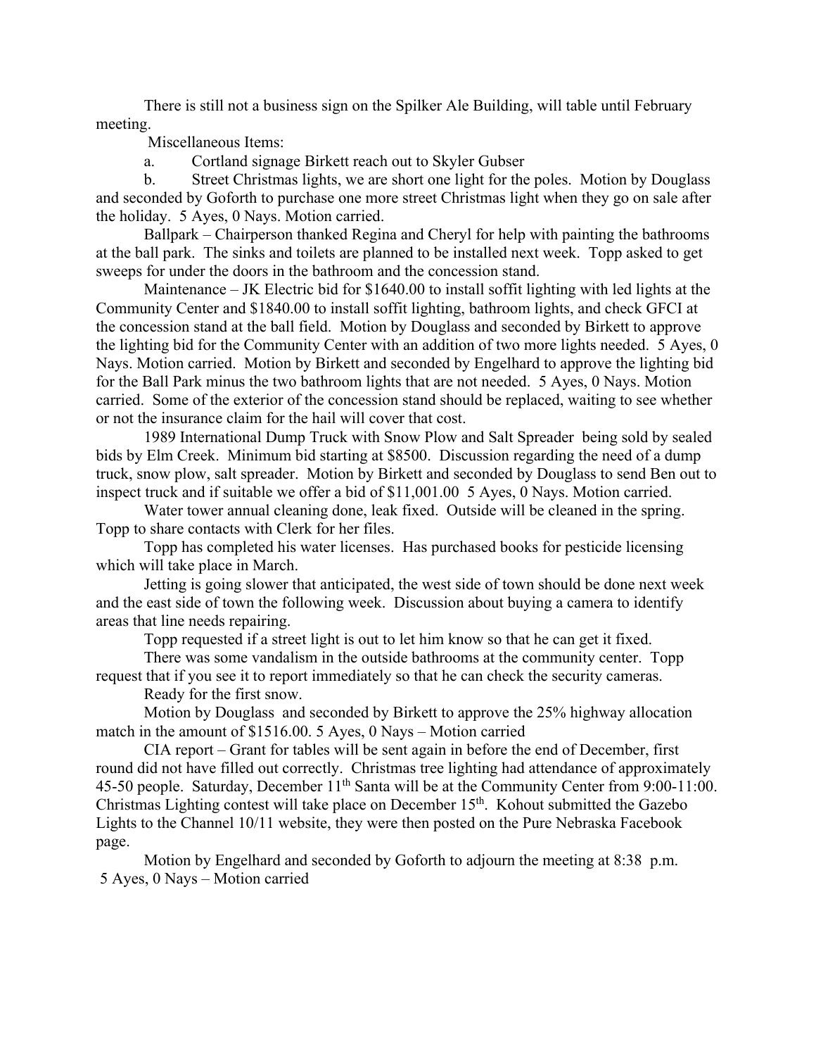There is still not a business sign on the Spilker Ale Building, will table until February meeting.

Miscellaneous Items:

a. Cortland signage Birkett reach out to Skyler Gubser

b. Street Christmas lights, we are short one light for the poles. Motion by Douglass and seconded by Goforth to purchase one more street Christmas light when they go on sale after the holiday. 5 Ayes, 0 Nays. Motion carried.

Ballpark – Chairperson thanked Regina and Cheryl for help with painting the bathrooms at the ball park. The sinks and toilets are planned to be installed next week. Topp asked to get sweeps for under the doors in the bathroom and the concession stand.

Maintenance – JK Electric bid for $1640.00 to install soffit lighting with led lights at the Community Center and $1840.00 to install soffit lighting, bathroom lights, and check GFCI at the concession stand at the ball field. Motion by Douglass and seconded by Birkett to approve the lighting bid for the Community Center with an addition of two more lights needed. 5 Ayes, 0 Nays. Motion carried. Motion by Birkett and seconded by Engelhard to approve the lighting bid for the Ball Park minus the two bathroom lights that are not needed. 5 Ayes, 0 Nays. Motion carried. Some of the exterior of the concession stand should be replaced, waiting to see whether or not the insurance claim for the hail will cover that cost.

1989 International Dump Truck with Snow Plow and Salt Spreader being sold by sealed bids by Elm Creek. Minimum bid starting at $8500. Discussion regarding the need of a dump truck, snow plow, salt spreader. Motion by Birkett and seconded by Douglass to send Ben out to inspect truck and if suitable we offer a bid of $11,001.00 5 Ayes, 0 Nays. Motion carried.

Water tower annual cleaning done, leak fixed. Outside will be cleaned in the spring. Topp to share contacts with Clerk for her files.

Topp has completed his water licenses. Has purchased books for pesticide licensing which will take place in March.

Jetting is going slower that anticipated, the west side of town should be done next week and the east side of town the following week. Discussion about buying a camera to identify areas that line needs repairing.

Topp requested if a street light is out to let him know so that he can get it fixed.

There was some vandalism in the outside bathrooms at the community center. Topp request that if you see it to report immediately so that he can check the security cameras.

Ready for the first snow.

Motion by Douglass and seconded by Birkett to approve the 25% highway allocation match in the amount of $1516.00. 5 Ayes, 0 Nays – Motion carried

CIA report – Grant for tables will be sent again in before the end of December, first round did not have filled out correctly. Christmas tree lighting had attendance of approximately 45-50 people. Saturday, December 11th Santa will be at the Community Center from 9:00-11:00. Christmas Lighting contest will take place on December 15th. Kohout submitted the Gazebo Lights to the Channel 10/11 website, they were then posted on the Pure Nebraska Facebook page.

Motion by Engelhard and seconded by Goforth to adjourn the meeting at 8:38 p.m. 5 Ayes, 0 Nays – Motion carried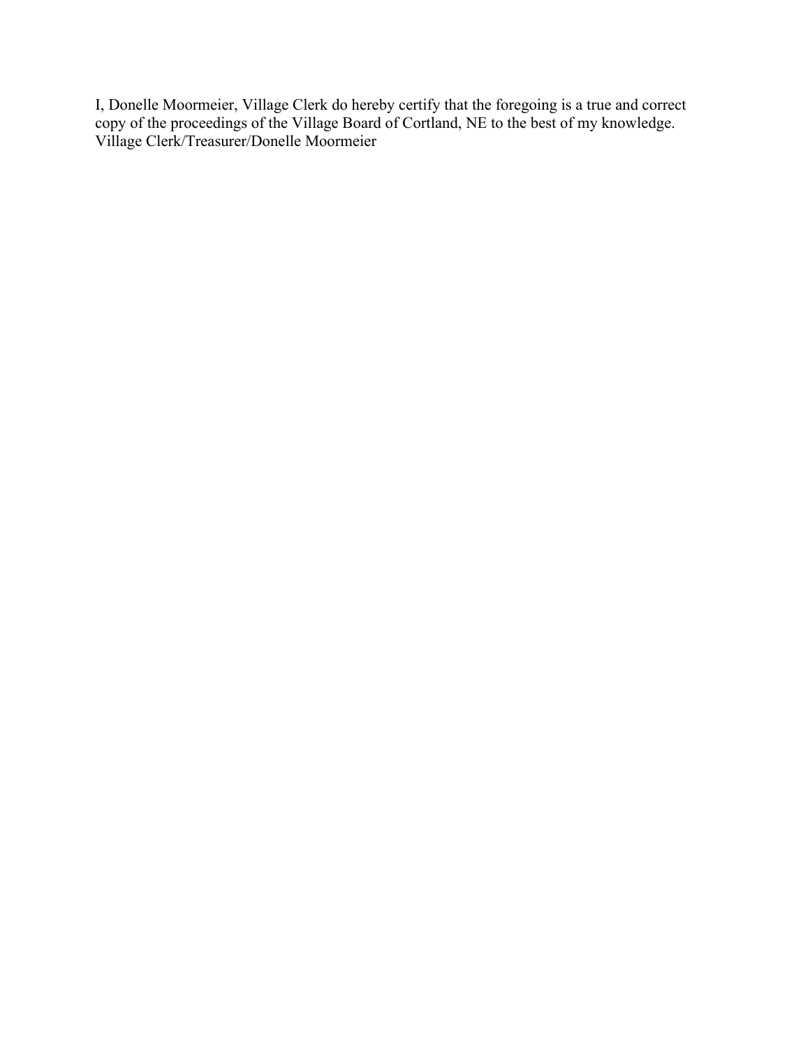I, Donelle Moormeier, Village Clerk do hereby certify that the foregoing is a true and correct copy of the proceedings of the Village Board of Cortland, NE to the best of my knowledge.
Village Clerk/Treasurer/Donelle Moormeier